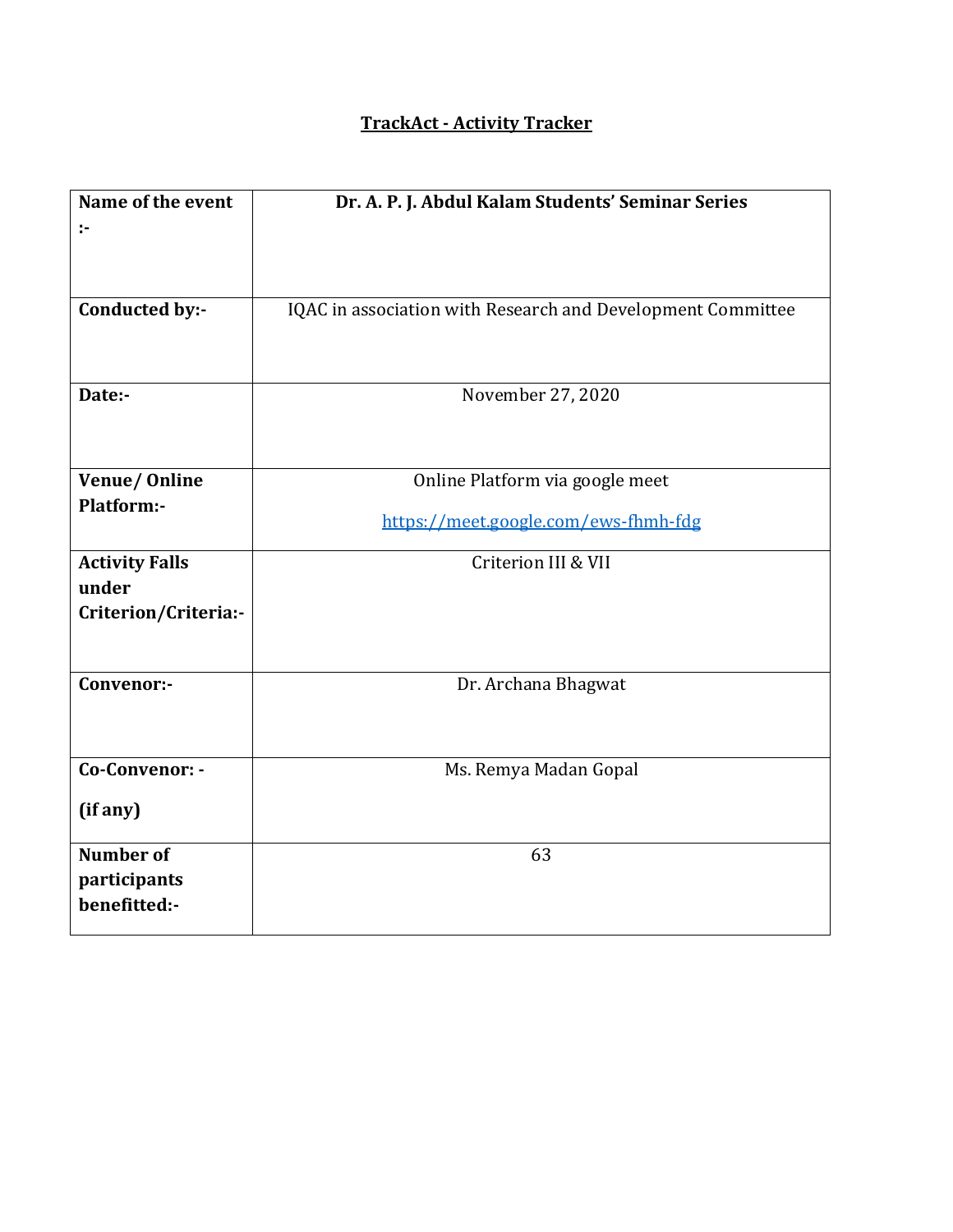# TrackAct - Activity Tracker

| Name of the event :- | **Dr. A. P. J. Abdul Kalam Students' Seminar Series** |
|---|---|
| **Conducted by:-** | IQAC in association with Research and Development Committee |
| **Date:-** | November 27, 2020 |
| **Venue/ Online Platform:-** | Online Platform via google meet<br>https://meet.google.com/ews-fhmh-fdg |
| **Activity Falls under Criterion/Criteria:-** | Criterion III & VII |
| **Convenor:-** | Dr. Archana Bhagwat |
| **Co-Convenor: -**<br>**(if any)** | Ms. Remya Madan Gopal |
| **Number of participants benefitted:-** | 63 |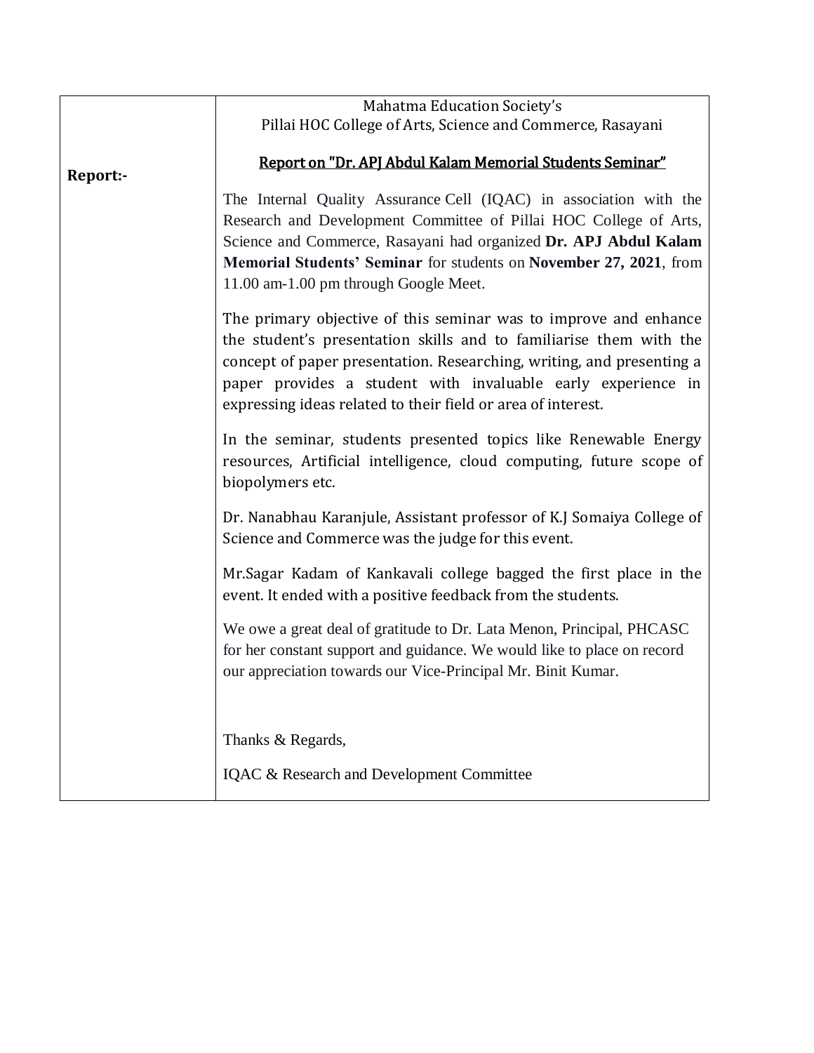| **Report:-** | Mahatma Education Society's<br>Pillai HOC College of Arts, Science and Commerce, Rasayani<br><br>**Report on "Dr. APJ Abdul Kalam Memorial Students Seminar"**<br><br>The Internal Quality Assurance Cell (IQAC) in association with the Research and Development Committee of Pillai HOC College of Arts, Science and Commerce, Rasayani had organized **Dr. APJ Abdul Kalam Memorial Students' Seminar** for students on **November 27, 2021**, from 11.00 am-1.00 pm through Google Meet.<br><br>The primary objective of this seminar was to improve and enhance the student's presentation skills and to familiarise them with the concept of paper presentation. Researching, writing, and presenting a paper provides a student with invaluable early experience in expressing ideas related to their field or area of interest.<br><br>In the seminar, students presented topics like Renewable Energy resources, Artificial intelligence, cloud computing, future scope of biopolymers etc.<br><br>Dr. Nanabhau Karanjule, Assistant professor of K.J Somaiya College of Science and Commerce was the judge for this event.<br><br>Mr.Sagar Kadam of Kankavali college bagged the first place in the event. It ended with a positive feedback from the students.<br><br>We owe a great deal of gratitude to Dr. Lata Menon, Principal, PHCASC for her constant support and guidance. We would like to place on record our appreciation towards our Vice-Principal Mr. Binit Kumar.<br><br>Thanks & Regards,<br><br>IQAC & Research and Development Committee |
|---|---|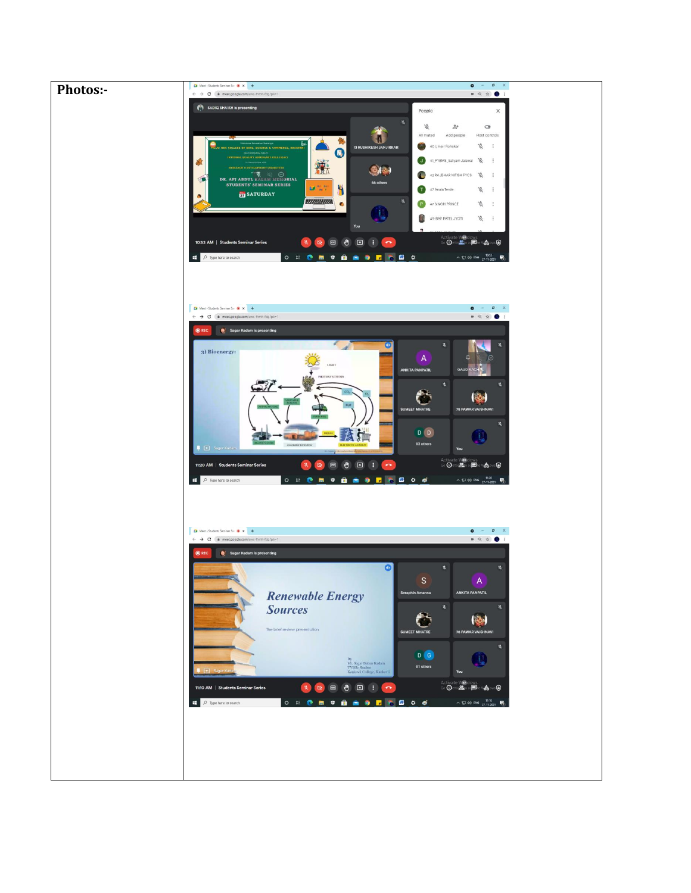| Photos:- | |
|---|---|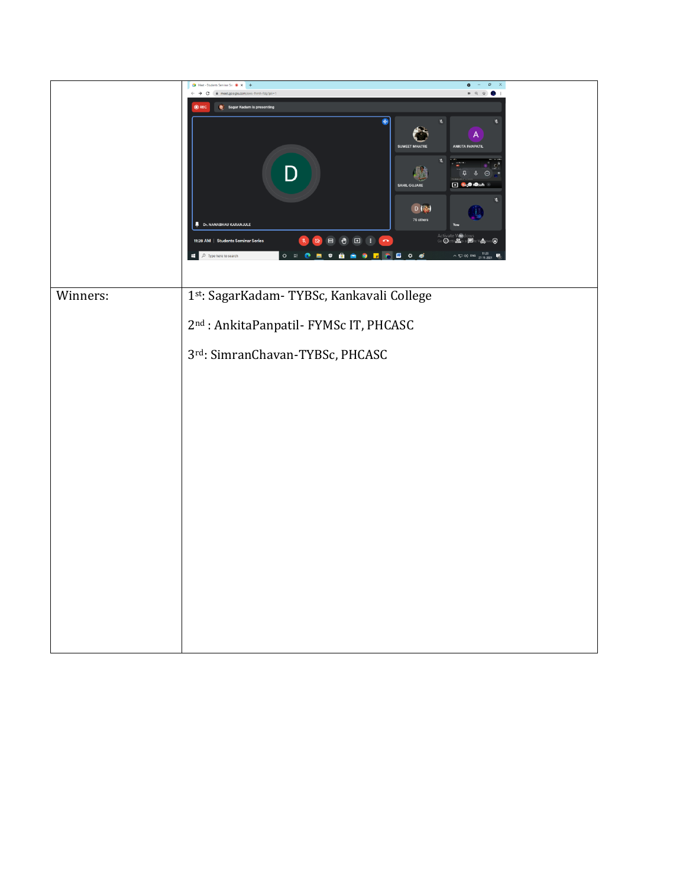| | |
|---|---|
| | |
| Winners: | 1st: SagarKadam- TYBSc, Kankavali College<br><br>2nd : AnkitaPanpatil- FYMSc IT, PHCASC<br><br>3rd: SimranChavan-TYBSc, PHCASC |